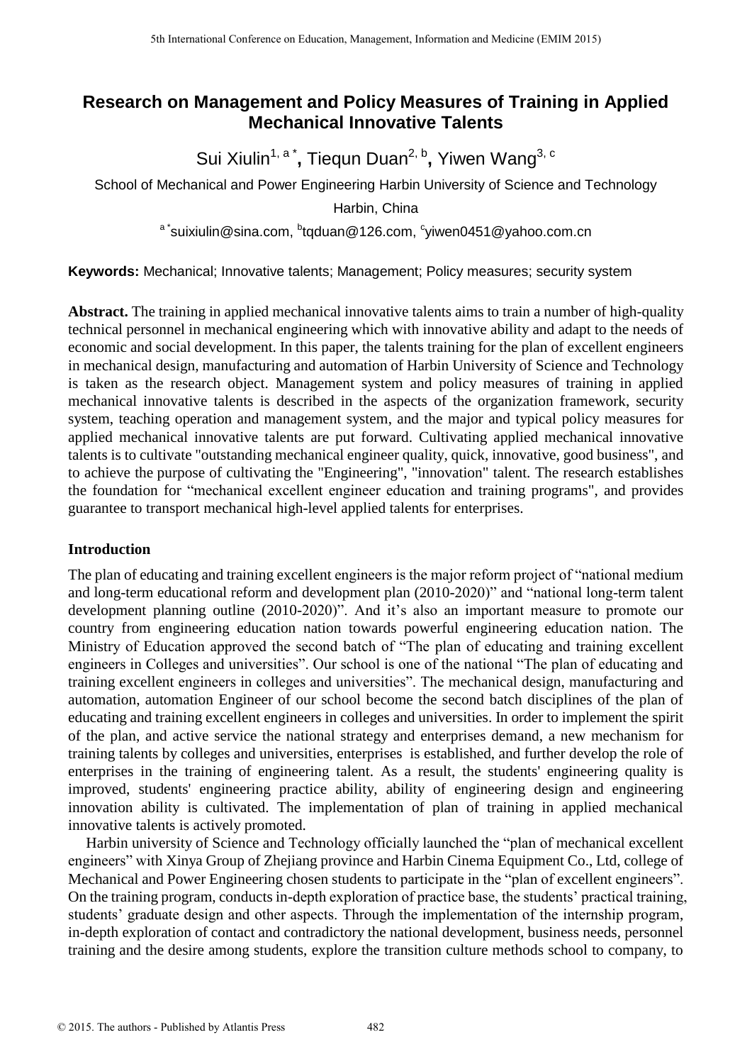# Research on Management and Policy Measures of Training in Applied Mechanical Innovative Talents

Sui Xiulin[1, a *], Tiequn Duan[2, b], Yiwen Wang[3, c]

School of Mechanical and Power Engineering Harbin University of Science and Technology

Harbin, China

[a *]suixiulin@sina.com, [b]tqduan@126.com, [c]yiwen0451@yahoo.com.cn

**Keywords:** Mechanical; Innovative talents; Management; Policy measures; security system

**Abstract.** The training in applied mechanical innovative talents aims to train a number of high-quality technical personnel in mechanical engineering which with innovative ability and adapt to the needs of economic and social development. In this paper, the talents training for the plan of excellent engineers in mechanical design, manufacturing and automation of Harbin University of Science and Technology is taken as the research object. Management system and policy measures of training in applied mechanical innovative talents is described in the aspects of the organization framework, security system, teaching operation and management system, and the major and typical policy measures for applied mechanical innovative talents are put forward. Cultivating applied mechanical innovative talents is to cultivate "outstanding mechanical engineer quality, quick, innovative, good business", and to achieve the purpose of cultivating the "Engineering", "innovation" talent. The research establishes the foundation for "mechanical excellent engineer education and training programs", and provides guarantee to transport mechanical high-level applied talents for enterprises.

## Introduction

The plan of educating and training excellent engineers is the major reform project of "national medium and long-term educational reform and development plan (2010-2020)" and "national long-term talent development planning outline (2010-2020)". And it's also an important measure to promote our country from engineering education nation towards powerful engineering education nation. The Ministry of Education approved the second batch of "The plan of educating and training excellent engineers in Colleges and universities". Our school is one of the national "The plan of educating and training excellent engineers in colleges and universities". The mechanical design, manufacturing and automation, automation Engineer of our school become the second batch disciplines of the plan of educating and training excellent engineers in colleges and universities. In order to implement the spirit of the plan, and active service the national strategy and enterprises demand, a new mechanism for training talents by colleges and universities, enterprises is established, and further develop the role of enterprises in the training of engineering talent. As a result, the students' engineering quality is improved, students' engineering practice ability, ability of engineering design and engineering innovation ability is cultivated. The implementation of plan of training in applied mechanical innovative talents is actively promoted.

Harbin university of Science and Technology officially launched the "plan of mechanical excellent engineers" with Xinya Group of Zhejiang province and Harbin Cinema Equipment Co., Ltd, college of Mechanical and Power Engineering chosen students to participate in the "plan of excellent engineers". On the training program, conducts in-depth exploration of practice base, the students' practical training, students' graduate design and other aspects. Through the implementation of the internship program, in-depth exploration of contact and contradictory the national development, business needs, personnel training and the desire among students, explore the transition culture methods school to company, to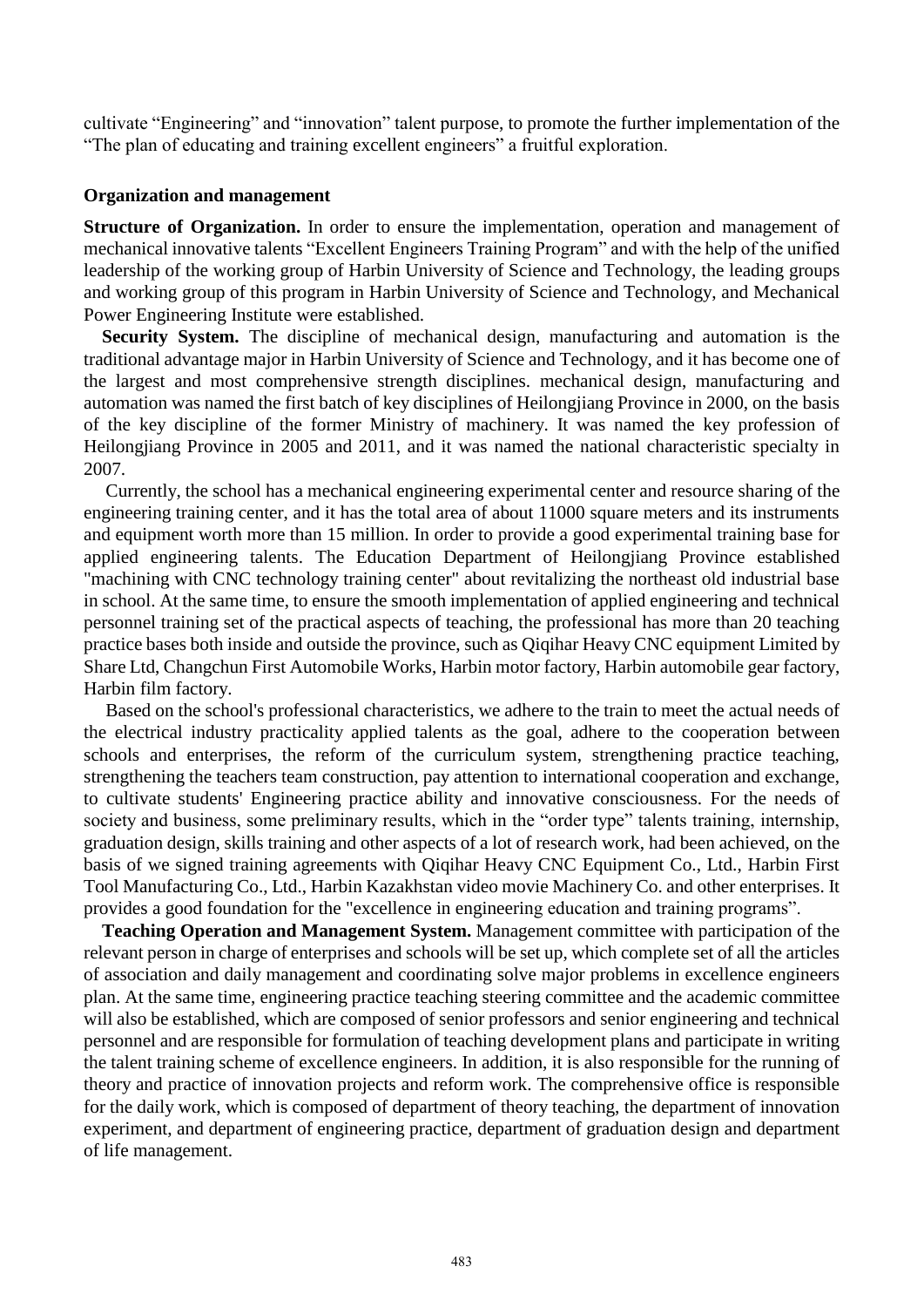cultivate “Engineering” and “innovation” talent purpose, to promote the further implementation of the “The plan of educating and training excellent engineers” a fruitful exploration.

## Organization and management

**Structure of Organization.** In order to ensure the implementation, operation and management of mechanical innovative talents “Excellent Engineers Training Program” and with the help of the unified leadership of the working group of Harbin University of Science and Technology, the leading groups and working group of this program in Harbin University of Science and Technology, and Mechanical Power Engineering Institute were established.

**Security System.** The discipline of mechanical design, manufacturing and automation is the traditional advantage major in Harbin University of Science and Technology, and it has become one of the largest and most comprehensive strength disciplines. mechanical design, manufacturing and automation was named the first batch of key disciplines of Heilongjiang Province in 2000, on the basis of the key discipline of the former Ministry of machinery. It was named the key profession of Heilongjiang Province in 2005 and 2011, and it was named the national characteristic specialty in 2007.

Currently, the school has a mechanical engineering experimental center and resource sharing of the engineering training center, and it has the total area of about 11000 square meters and its instruments and equipment worth more than 15 million. In order to provide a good experimental training base for applied engineering talents. The Education Department of Heilongjiang Province established "machining with CNC technology training center" about revitalizing the northeast old industrial base in school. At the same time, to ensure the smooth implementation of applied engineering and technical personnel training set of the practical aspects of teaching, the professional has more than 20 teaching practice bases both inside and outside the province, such as Qiqihar Heavy CNC equipment Limited by Share Ltd, Changchun First Automobile Works, Harbin motor factory, Harbin automobile gear factory, Harbin film factory.

Based on the school's professional characteristics, we adhere to the train to meet the actual needs of the electrical industry practicality applied talents as the goal, adhere to the cooperation between schools and enterprises, the reform of the curriculum system, strengthening practice teaching, strengthening the teachers team construction, pay attention to international cooperation and exchange, to cultivate students' Engineering practice ability and innovative consciousness. For the needs of society and business, some preliminary results, which in the “order type” talents training, internship, graduation design, skills training and other aspects of a lot of research work, had been achieved, on the basis of we signed training agreements with Qiqihar Heavy CNC Equipment Co., Ltd., Harbin First Tool Manufacturing Co., Ltd., Harbin Kazakhstan video movie Machinery Co. and other enterprises. It provides a good foundation for the "excellence in engineering education and training programs”.

**Teaching Operation and Management System.** Management committee with participation of the relevant person in charge of enterprises and schools will be set up, which complete set of all the articles of association and daily management and coordinating solve major problems in excellence engineers plan. At the same time, engineering practice teaching steering committee and the academic committee will also be established, which are composed of senior professors and senior engineering and technical personnel and are responsible for formulation of teaching development plans and participate in writing the talent training scheme of excellence engineers. In addition, it is also responsible for the running of theory and practice of innovation projects and reform work. The comprehensive office is responsible for the daily work, which is composed of department of theory teaching, the department of innovation experiment, and department of engineering practice, department of graduation design and department of life management.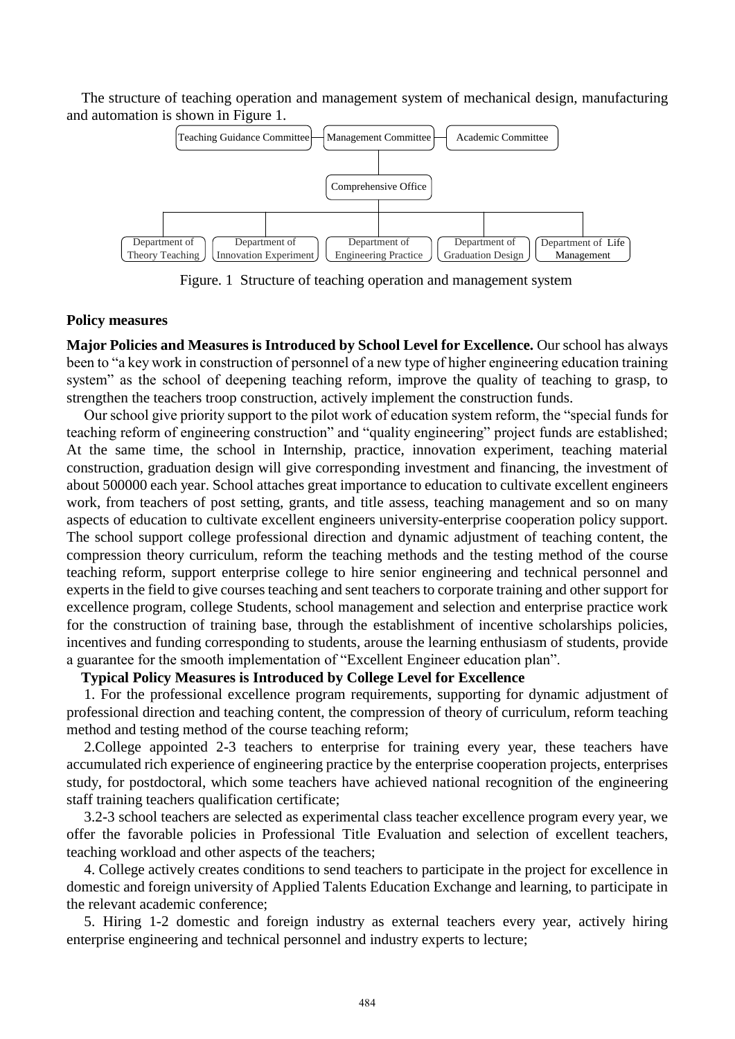The structure of teaching operation and management system of mechanical design, manufacturing and automation is shown in Figure 1.

Figure. 1 Structure of teaching operation and management system

**Policy measures**

**Major Policies and Measures is Introduced by School Level for Excellence.** Our school has always been to "a key work in construction of personnel of a new type of higher engineering education training system" as the school of deepening teaching reform, improve the quality of teaching to grasp, to strengthen the teachers troop construction, actively implement the construction funds.

Our school give priority support to the pilot work of education system reform, the "special funds for teaching reform of engineering construction" and "quality engineering" project funds are established; At the same time, the school in Internship, practice, innovation experiment, teaching material construction, graduation design will give corresponding investment and financing, the investment of about 500000 each year. School attaches great importance to education to cultivate excellent engineers work, from teachers of post setting, grants, and title assess, teaching management and so on many aspects of education to cultivate excellent engineers university-enterprise cooperation policy support. The school support college professional direction and dynamic adjustment of teaching content, the compression theory curriculum, reform the teaching methods and the testing method of the course teaching reform, support enterprise college to hire senior engineering and technical personnel and experts in the field to give courses teaching and sent teachers to corporate training and other support for excellence program, college Students, school management and selection and enterprise practice work for the construction of training base, through the establishment of incentive scholarships policies, incentives and funding corresponding to students, arouse the learning enthusiasm of students, provide a guarantee for the smooth implementation of "Excellent Engineer education plan".

**Typical Policy Measures is Introduced by College Level for Excellence**

1. For the professional excellence program requirements, supporting for dynamic adjustment of professional direction and teaching content, the compression of theory of curriculum, reform teaching method and testing method of the course teaching reform;

2.College appointed 2-3 teachers to enterprise for training every year, these teachers have accumulated rich experience of engineering practice by the enterprise cooperation projects, enterprises study, for postdoctoral, which some teachers have achieved national recognition of the engineering staff training teachers qualification certificate;

3.2-3 school teachers are selected as experimental class teacher excellence program every year, we offer the favorable policies in Professional Title Evaluation and selection of excellent teachers, teaching workload and other aspects of the teachers;

4. College actively creates conditions to send teachers to participate in the project for excellence in domestic and foreign university of Applied Talents Education Exchange and learning, to participate in the relevant academic conference;

5. Hiring 1-2 domestic and foreign industry as external teachers every year, actively hiring enterprise engineering and technical personnel and industry experts to lecture;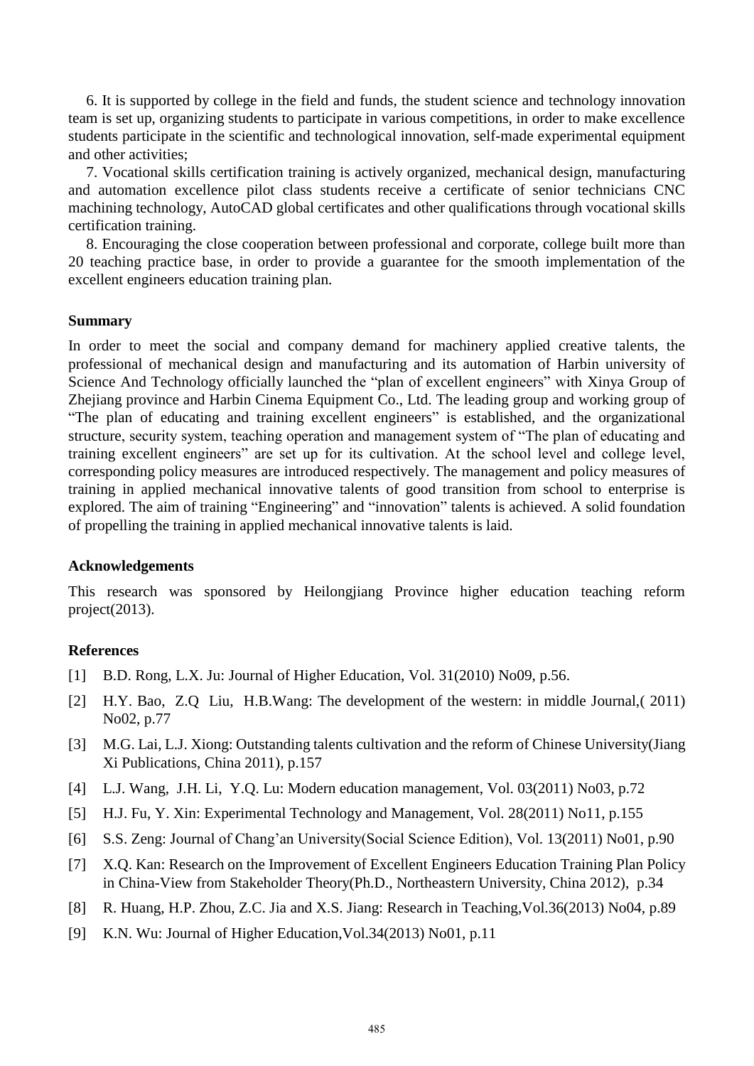6. It is supported by college in the field and funds, the student science and technology innovation team is set up, organizing students to participate in various competitions, in order to make excellence students participate in the scientific and technological innovation, self-made experimental equipment and other activities;

7. Vocational skills certification training is actively organized, mechanical design, manufacturing and automation excellence pilot class students receive a certificate of senior technicians CNC machining technology, AutoCAD global certificates and other qualifications through vocational skills certification training.

8. Encouraging the close cooperation between professional and corporate, college built more than 20 teaching practice base, in order to provide a guarantee for the smooth implementation of the excellent engineers education training plan.

## Summary

In order to meet the social and company demand for machinery applied creative talents, the professional of mechanical design and manufacturing and its automation of Harbin university of Science And Technology officially launched the "plan of excellent engineers" with Xinya Group of Zhejiang province and Harbin Cinema Equipment Co., Ltd. The leading group and working group of "The plan of educating and training excellent engineers" is established, and the organizational structure, security system, teaching operation and management system of "The plan of educating and training excellent engineers" are set up for its cultivation. At the school level and college level, corresponding policy measures are introduced respectively. The management and policy measures of training in applied mechanical innovative talents of good transition from school to enterprise is explored. The aim of training "Engineering" and "innovation" talents is achieved. A solid foundation of propelling the training in applied mechanical innovative talents is laid.

## Acknowledgements

This research was sponsored by Heilongjiang Province higher education teaching reform project(2013).

## References

[1] B.D. Rong, L.X. Ju: Journal of Higher Education, Vol. 31(2010) No09, p.56.

[2] H.Y. Bao, Z.Q Liu, H.B.Wang: The development of the western: in middle Journal,( 2011) No02, p.77

[3] M.G. Lai, L.J. Xiong: Outstanding talents cultivation and the reform of Chinese University(Jiang Xi Publications, China 2011), p.157

[4] L.J. Wang, J.H. Li, Y.Q. Lu: Modern education management, Vol. 03(2011) No03, p.72

[5] H.J. Fu, Y. Xin: Experimental Technology and Management, Vol. 28(2011) No11, p.155

[6] S.S. Zeng: Journal of Chang'an University(Social Science Edition), Vol. 13(2011) No01, p.90

[7] X.Q. Kan: Research on the Improvement of Excellent Engineers Education Training Plan Policy in China-View from Stakeholder Theory(Ph.D., Northeastern University, China 2012), p.34

[8] R. Huang, H.P. Zhou, Z.C. Jia and X.S. Jiang: Research in Teaching,Vol.36(2013) No04, p.89

[9] K.N. Wu: Journal of Higher Education,Vol.34(2013) No01, p.11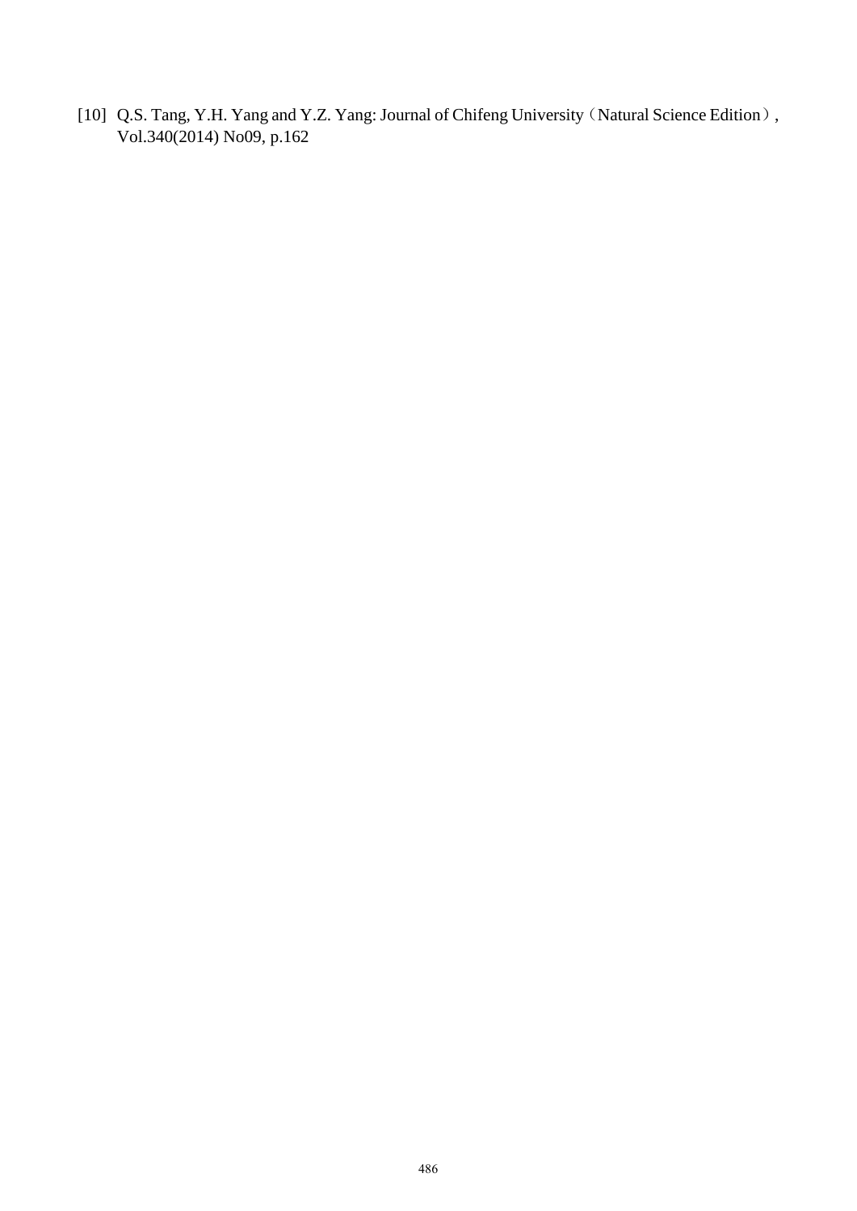[10] Q.S. Tang, Y.H. Yang and Y.Z. Yang: Journal of Chifeng University（Natural Science Edition）, Vol.340(2014) No09, p.162